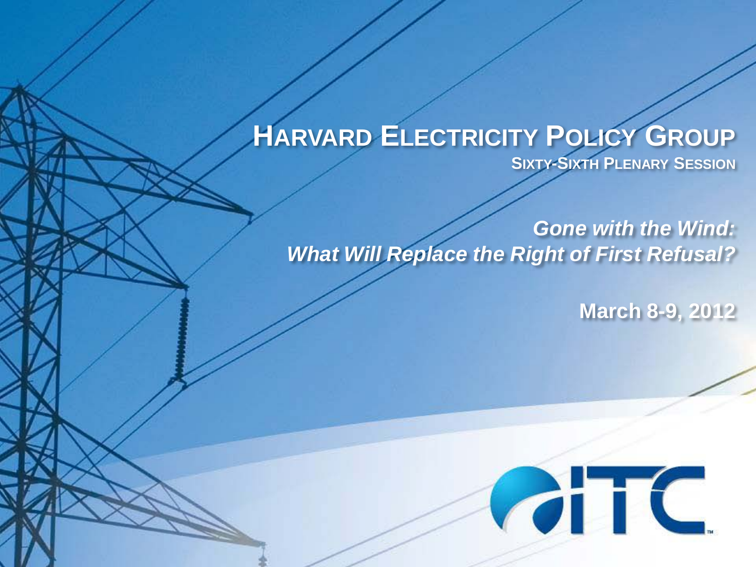# Harvard Electricity Policy Group

## Sixty-Sixth Plenary Session

***Gone with the Wind: What Will Replace the Right of First Refusal?***

**March 8-9, 2012**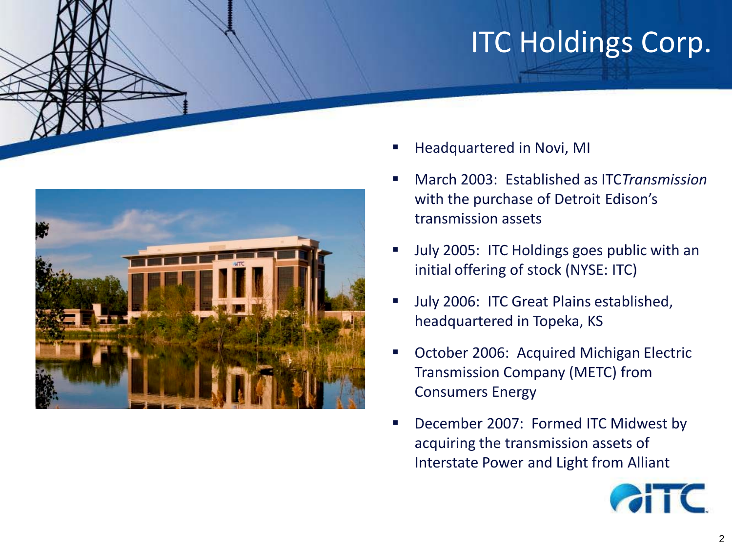# ITC Holdings Corp.

- Headquartered in Novi, MI
- March 2003: Established as ITC*Transmission* with the purchase of Detroit Edison's transmission assets
- July 2005: ITC Holdings goes public with an initial offering of stock (NYSE: ITC)
- July 2006: ITC Great Plains established, headquartered in Topeka, KS
- October 2006: Acquired Michigan Electric Transmission Company (METC) from Consumers Energy
- December 2007: Formed ITC Midwest by acquiring the transmission assets of Interstate Power and Light from Alliant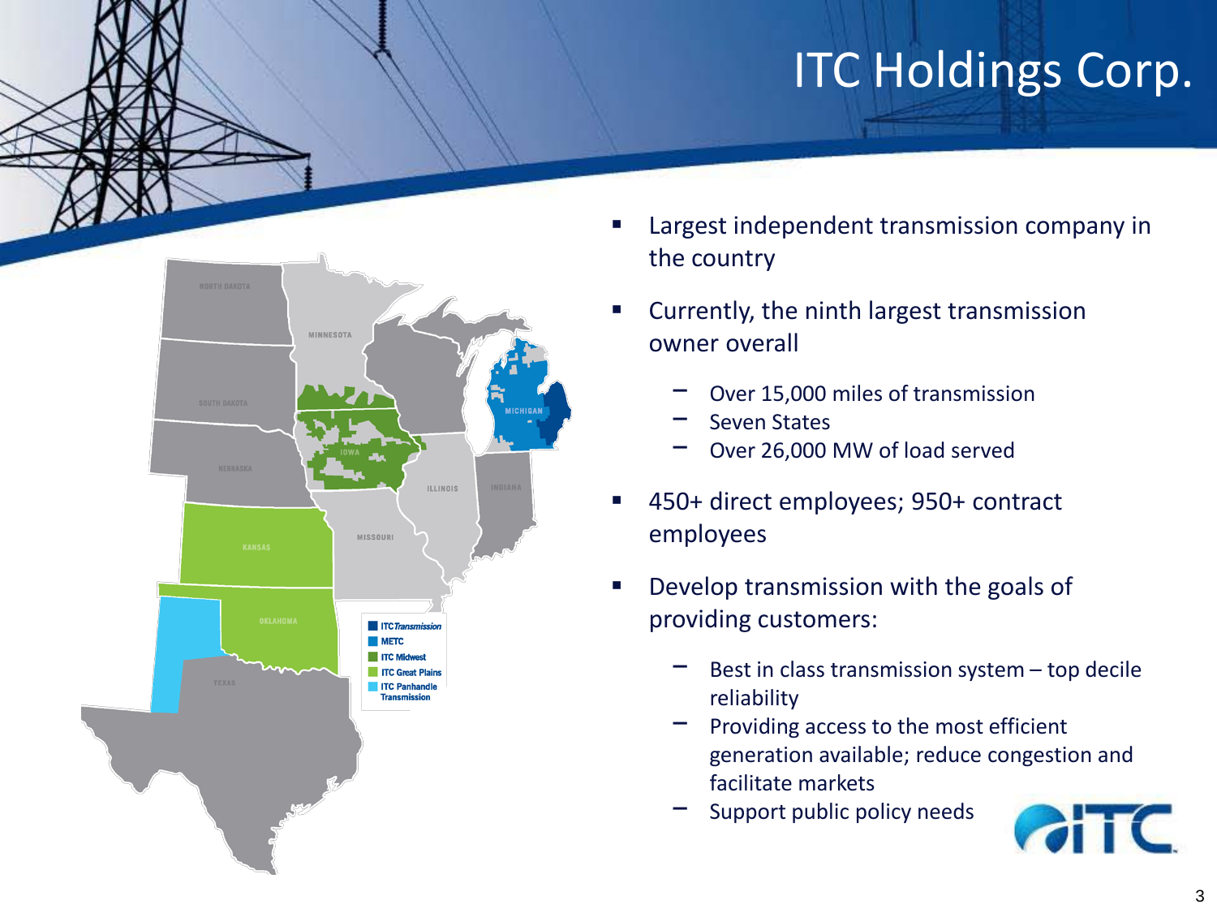# ITC Holdings Corp.

- Largest independent transmission company in the country
- Currently, the ninth largest transmission owner overall
  - Over 15,000 miles of transmission
  - Seven States
  - Over 26,000 MW of load served
- 450+ direct employees; 950+ contract employees
- Develop transmission with the goals of providing customers:
  - Best in class transmission system – top decile reliability
  - Providing access to the most efficient generation available; reduce congestion and facilitate markets
  - Support public policy needs

ITC*Transmission*
METC
ITC Midwest
ITC Great Plains
ITC Panhandle Transmission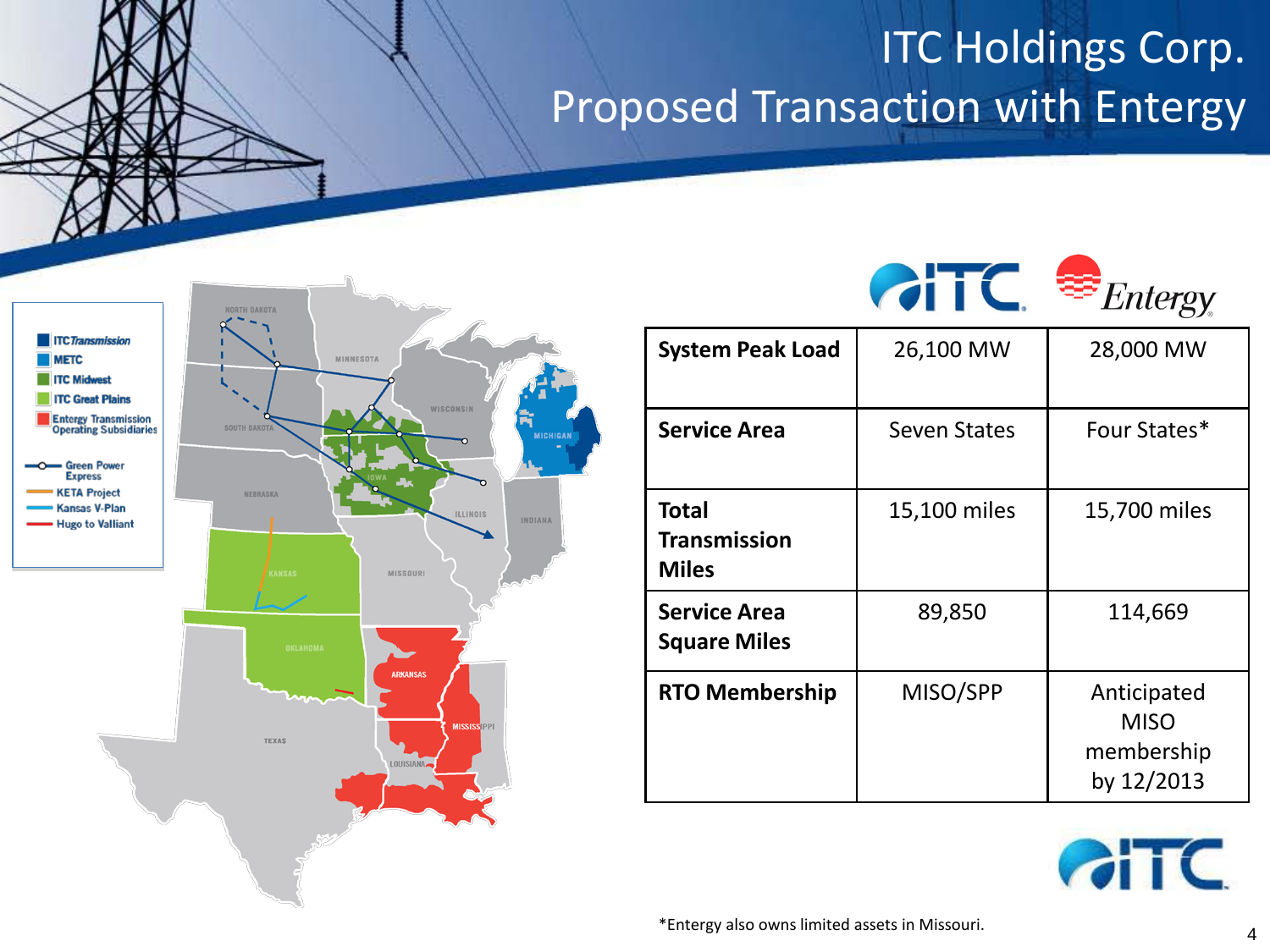# ITC Holdings Corp.
# Proposed Transaction with Entergy

| | ITC | Entergy |
|---|---|---|
| **System Peak Load** | 26,100 MW | 28,000 MW |
| **Service Area** | Seven States | Four States* |
| **Total Transmission Miles** | 15,100 miles | 15,700 miles |
| **Service Area Square Miles** | 89,850 | 114,669 |
| **RTO Membership** | MISO/SPP | Anticipated MISO membership by 12/2013 |

*Entergy also owns limited assets in Missouri.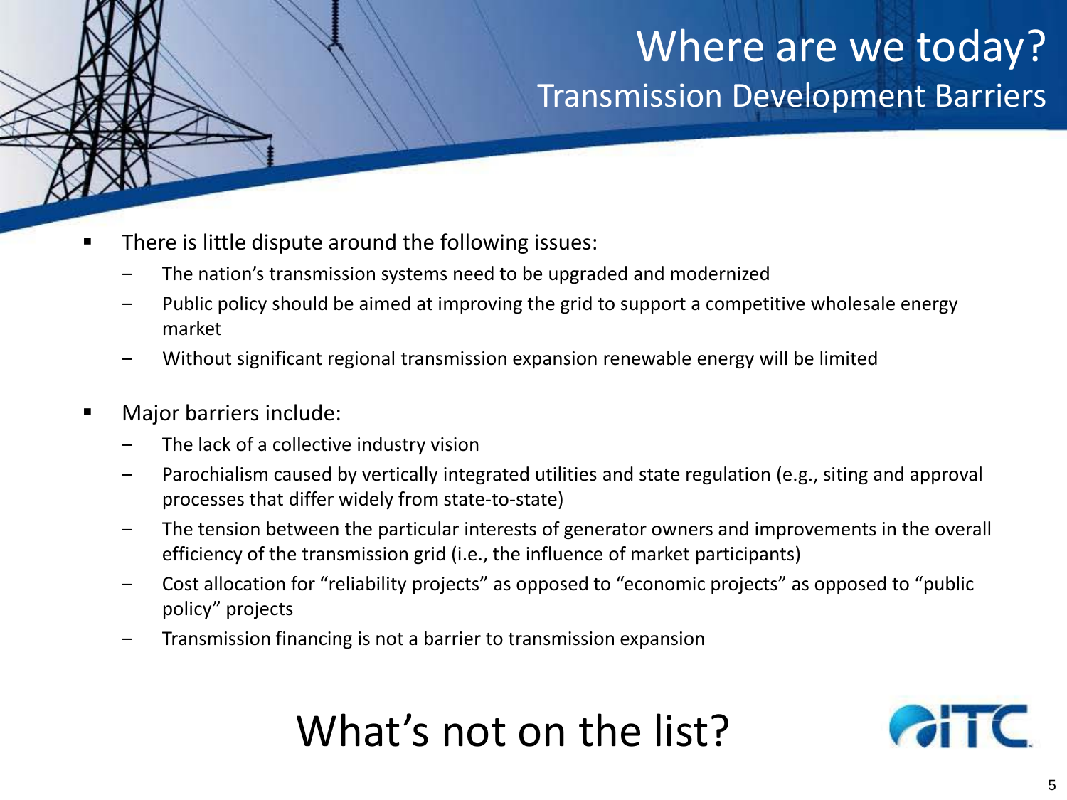# Where are we today?

## Transmission Development Barriers

- There is little dispute around the following issues:
  - The nation's transmission systems need to be upgraded and modernized
  - Public policy should be aimed at improving the grid to support a competitive wholesale energy market
  - Without significant regional transmission expansion renewable energy will be limited
- Major barriers include:
  - The lack of a collective industry vision
  - Parochialism caused by vertically integrated utilities and state regulation (e.g., siting and approval processes that differ widely from state-to-state)
  - The tension between the particular interests of generator owners and improvements in the overall efficiency of the transmission grid (i.e., the influence of market participants)
  - Cost allocation for "reliability projects" as opposed to "economic projects" as opposed to "public policy" projects
  - Transmission financing is not a barrier to transmission expansion

# What's not on the list?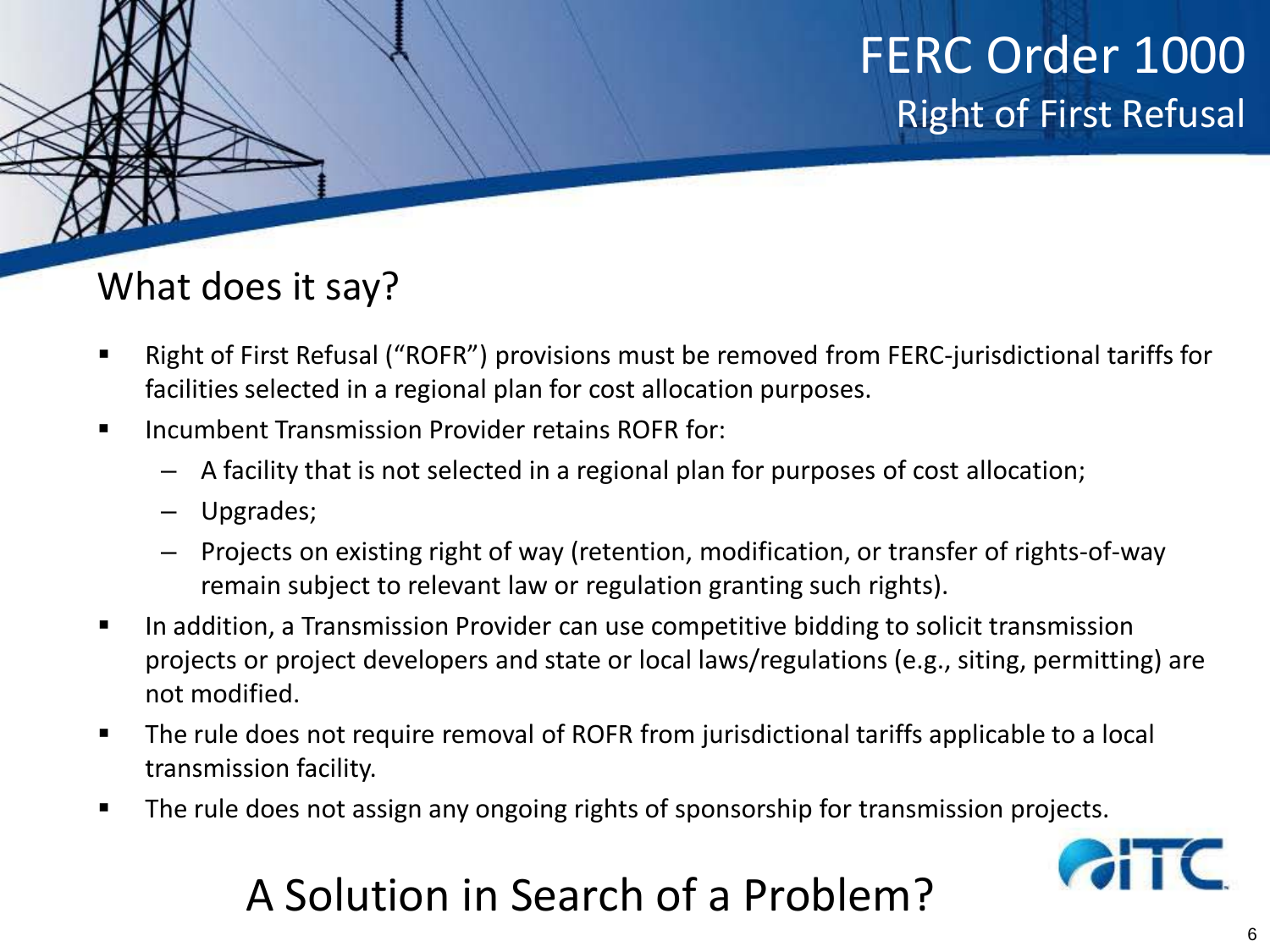# FERC Order 1000

## Right of First Refusal

### What does it say?

- Right of First Refusal ("ROFR") provisions must be removed from FERC-jurisdictional tariffs for facilities selected in a regional plan for cost allocation purposes.
- Incumbent Transmission Provider retains ROFR for:
  - A facility that is not selected in a regional plan for purposes of cost allocation;
  - Upgrades;
  - Projects on existing right of way (retention, modification, or transfer of rights-of-way remain subject to relevant law or regulation granting such rights).
- In addition, a Transmission Provider can use competitive bidding to solicit transmission projects or project developers and state or local laws/regulations (e.g., siting, permitting) are not modified.
- The rule does not require removal of ROFR from jurisdictional tariffs applicable to a local transmission facility.
- The rule does not assign any ongoing rights of sponsorship for transmission projects.

## A Solution in Search of a Problem?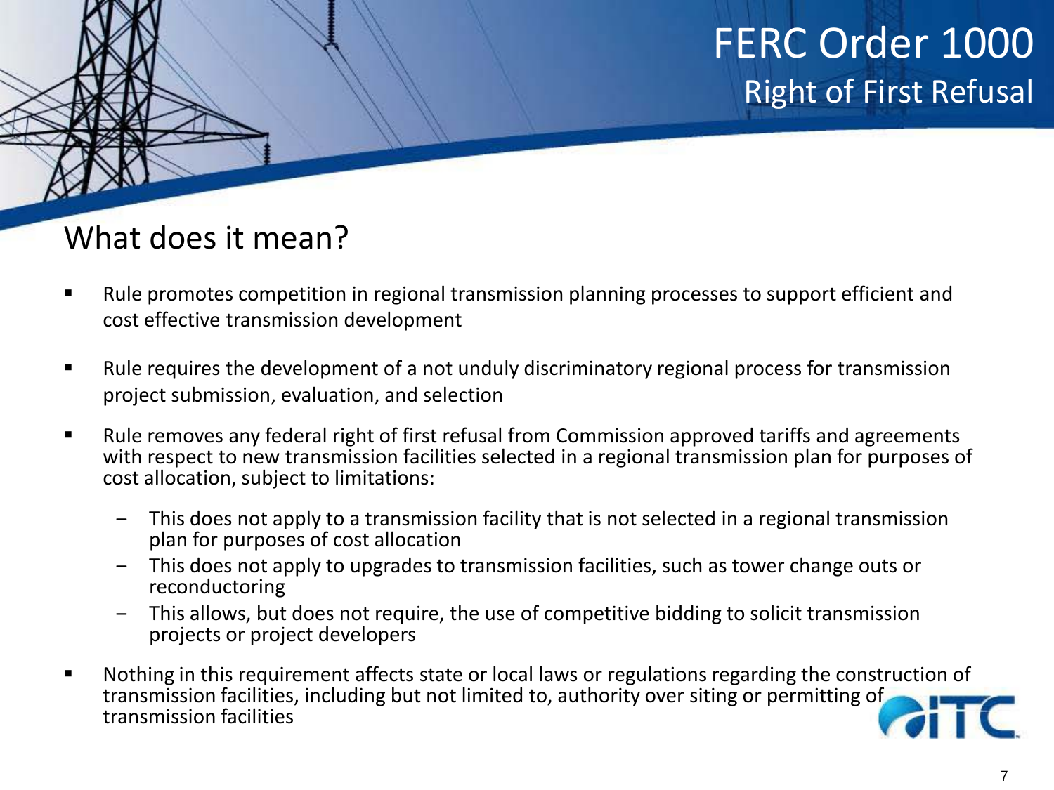# FERC Order 1000

## Right of First Refusal

### What does it mean?

- Rule promotes competition in regional transmission planning processes to support efficient and cost effective transmission development
- Rule requires the development of a not unduly discriminatory regional process for transmission project submission, evaluation, and selection
- Rule removes any federal right of first refusal from Commission approved tariffs and agreements with respect to new transmission facilities selected in a regional transmission plan for purposes of cost allocation, subject to limitations:
  - This does not apply to a transmission facility that is not selected in a regional transmission plan for purposes of cost allocation
  - This does not apply to upgrades to transmission facilities, such as tower change outs or reconductoring
  - This allows, but does not require, the use of competitive bidding to solicit transmission projects or project developers
- Nothing in this requirement affects state or local laws or regulations regarding the construction of transmission facilities, including but not limited to, authority over siting or permitting of transmission facilities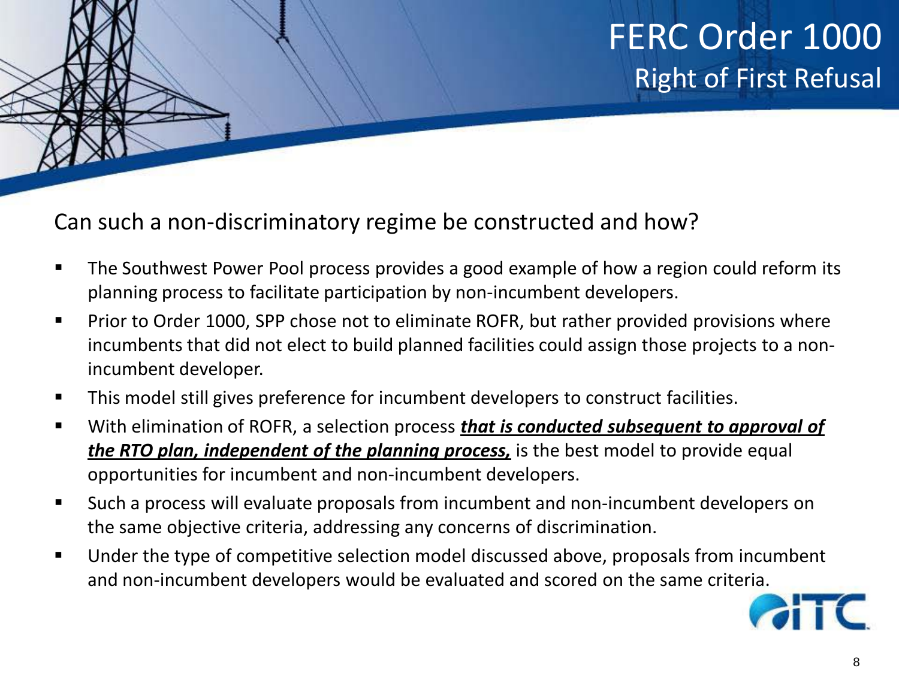# FERC Order 1000

## Right of First Refusal

Can such a non-discriminatory regime be constructed and how?

- The Southwest Power Pool process provides a good example of how a region could reform its planning process to facilitate participation by non-incumbent developers.
- Prior to Order 1000, SPP chose not to eliminate ROFR, but rather provided provisions where incumbents that did not elect to build planned facilities could assign those projects to a non-incumbent developer.
- This model still gives preference for incumbent developers to construct facilities.
- With elimination of ROFR, a selection process <u>***that is conducted subsequent to approval of the RTO plan, independent of the planning process,***</u> is the best model to provide equal opportunities for incumbent and non-incumbent developers.
- Such a process will evaluate proposals from incumbent and non-incumbent developers on the same objective criteria, addressing any concerns of discrimination.
- Under the type of competitive selection model discussed above, proposals from incumbent and non-incumbent developers would be evaluated and scored on the same criteria.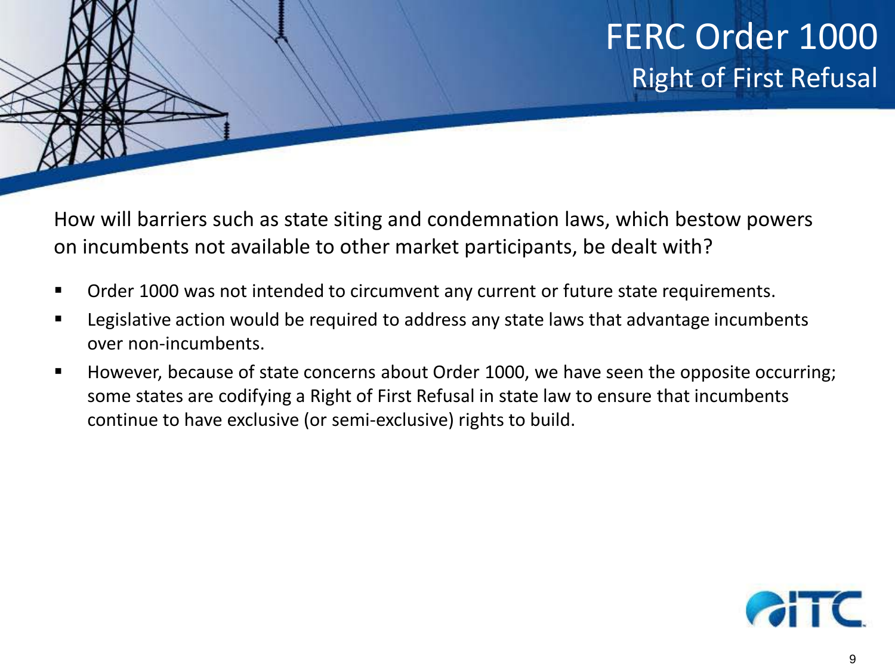# FERC Order 1000

## Right of First Refusal

How will barriers such as state siting and condemnation laws, which bestow powers on incumbents not available to other market participants, be dealt with?

- Order 1000 was not intended to circumvent any current or future state requirements.
- Legislative action would be required to address any state laws that advantage incumbents over non-incumbents.
- However, because of state concerns about Order 1000, we have seen the opposite occurring; some states are codifying a Right of First Refusal in state law to ensure that incumbents continue to have exclusive (or semi-exclusive) rights to build.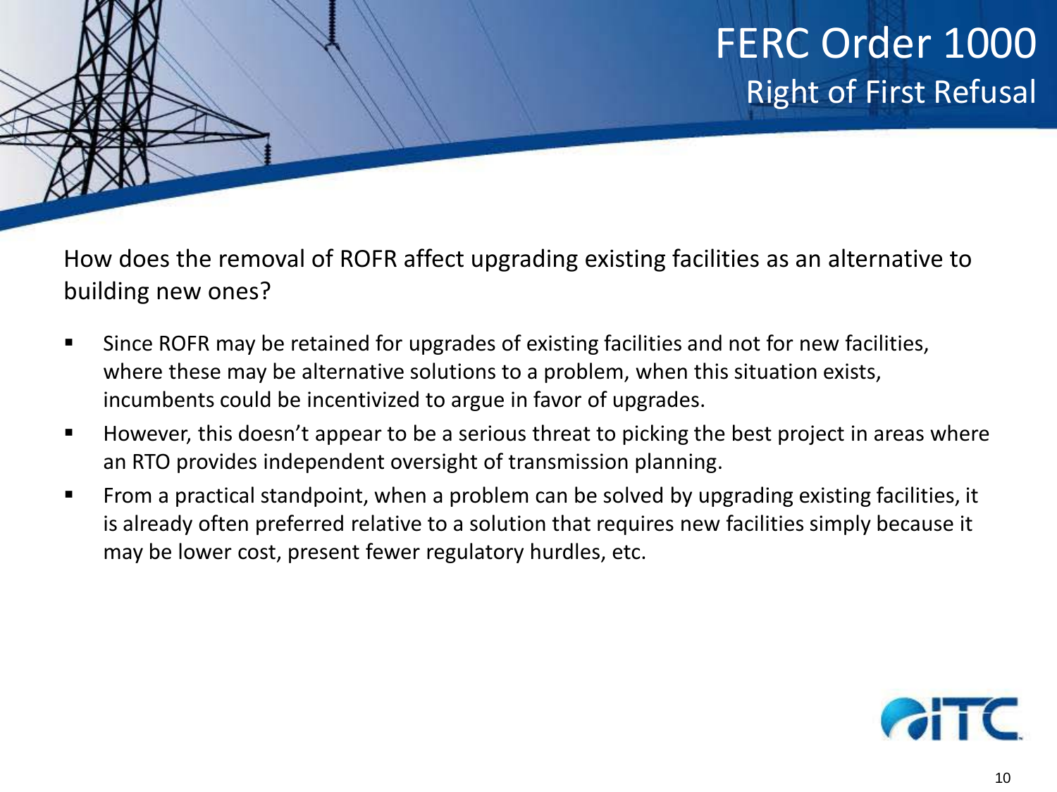# FERC Order 1000

## Right of First Refusal

How does the removal of ROFR affect upgrading existing facilities as an alternative to building new ones?

- Since ROFR may be retained for upgrades of existing facilities and not for new facilities, where these may be alternative solutions to a problem, when this situation exists, incumbents could be incentivized to argue in favor of upgrades.
- However, this doesn't appear to be a serious threat to picking the best project in areas where an RTO provides independent oversight of transmission planning.
- From a practical standpoint, when a problem can be solved by upgrading existing facilities, it is already often preferred relative to a solution that requires new facilities simply because it may be lower cost, present fewer regulatory hurdles, etc.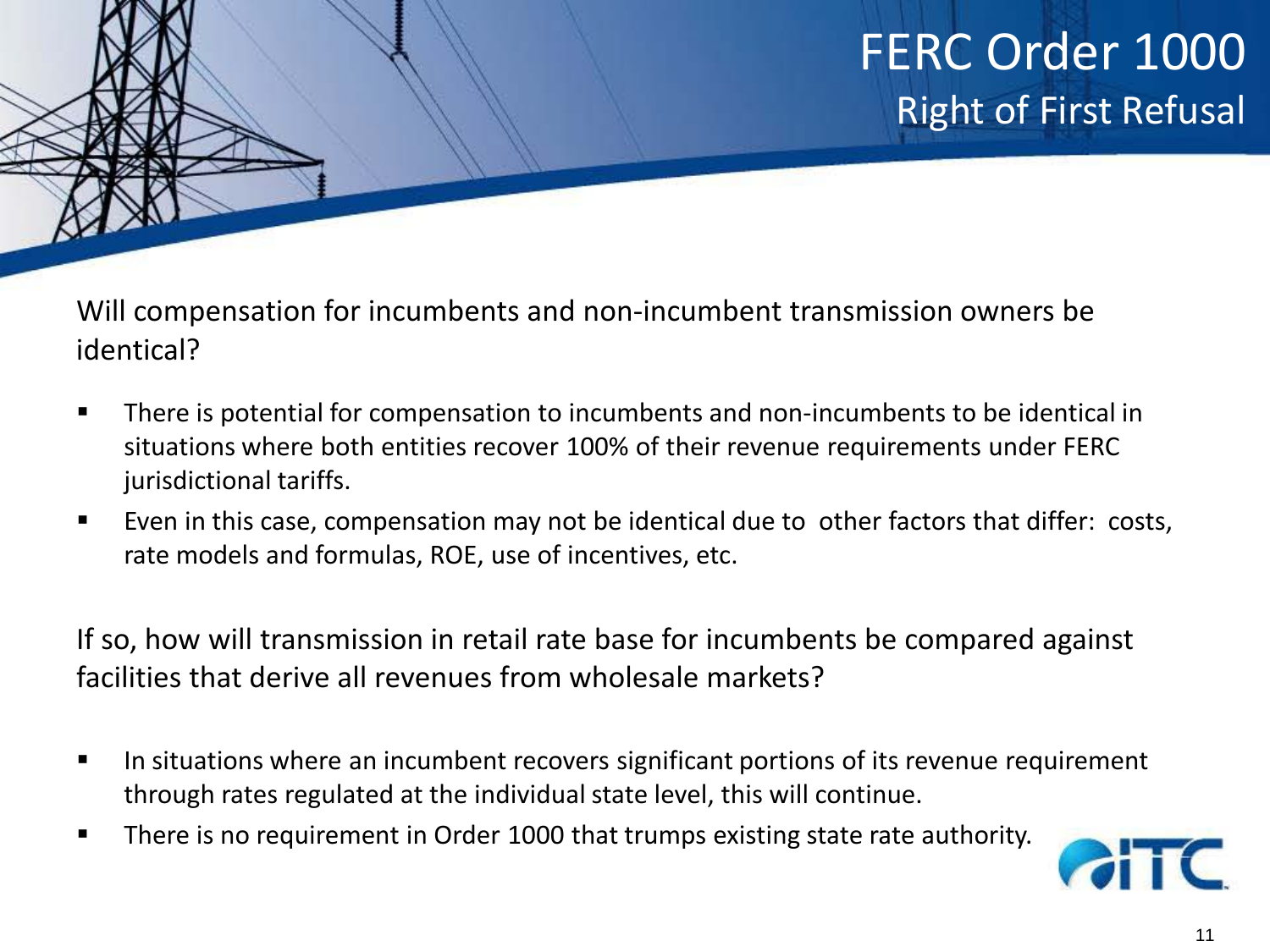# FERC Order 1000

## Right of First Refusal

Will compensation for incumbents and non-incumbent transmission owners be identical?

- There is potential for compensation to incumbents and non-incumbents to be identical in situations where both entities recover 100% of their revenue requirements under FERC jurisdictional tariffs.
- Even in this case, compensation may not be identical due to other factors that differ: costs, rate models and formulas, ROE, use of incentives, etc.

If so, how will transmission in retail rate base for incumbents be compared against facilities that derive all revenues from wholesale markets?

- In situations where an incumbent recovers significant portions of its revenue requirement through rates regulated at the individual state level, this will continue.
- There is no requirement in Order 1000 that trumps existing state rate authority.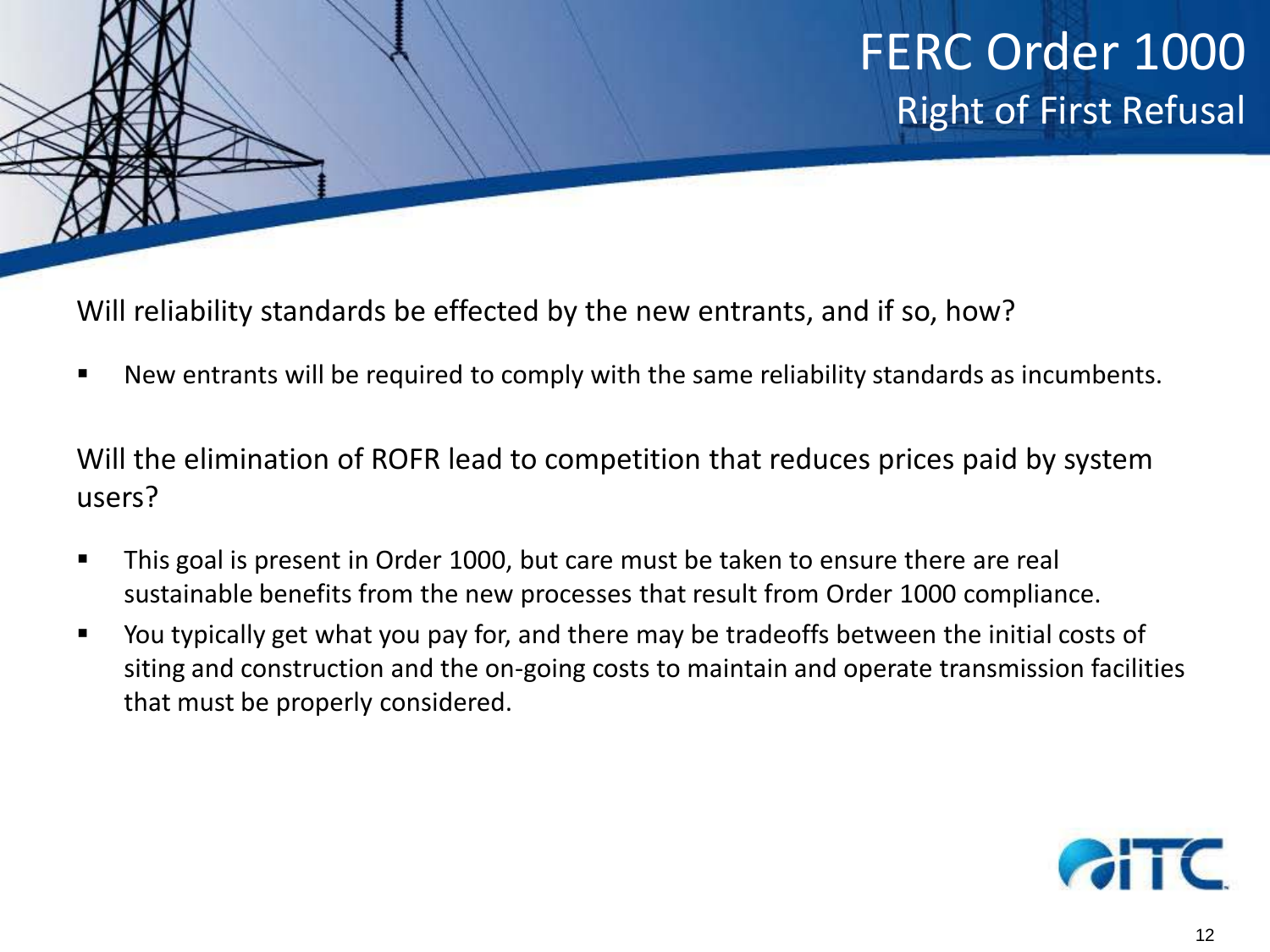# FERC Order 1000

## Right of First Refusal

Will reliability standards be effected by the new entrants, and if so, how?

- New entrants will be required to comply with the same reliability standards as incumbents.

Will the elimination of ROFR lead to competition that reduces prices paid by system users?

- This goal is present in Order 1000, but care must be taken to ensure there are real sustainable benefits from the new processes that result from Order 1000 compliance.
- You typically get what you pay for, and there may be tradeoffs between the initial costs of siting and construction and the on-going costs to maintain and operate transmission facilities that must be properly considered.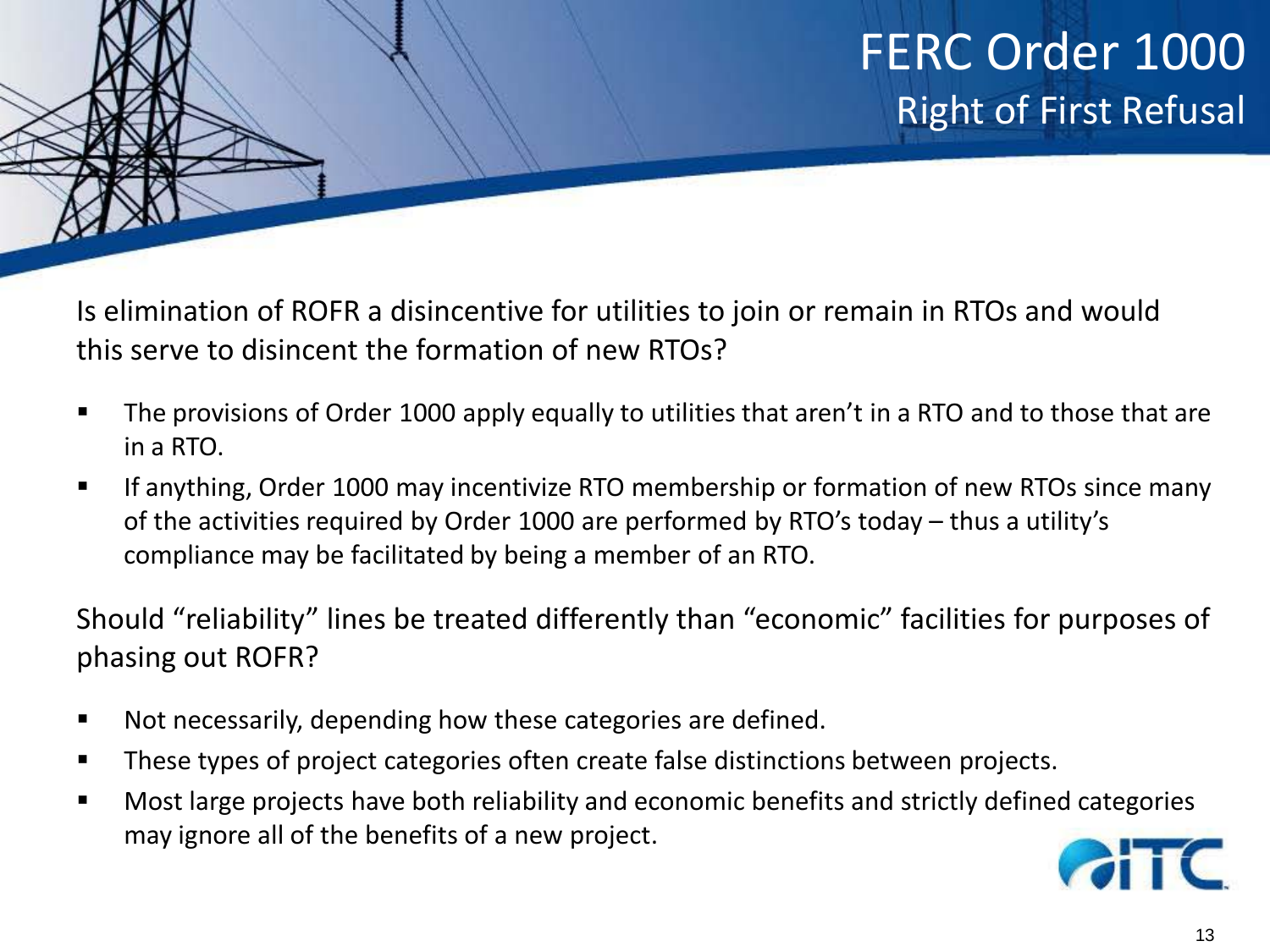# FERC Order 1000

## Right of First Refusal

Is elimination of ROFR a disincentive for utilities to join or remain in RTOs and would this serve to disincent the formation of new RTOs?

- The provisions of Order 1000 apply equally to utilities that aren't in a RTO and to those that are in a RTO.
- If anything, Order 1000 may incentivize RTO membership or formation of new RTOs since many of the activities required by Order 1000 are performed by RTO's today – thus a utility's compliance may be facilitated by being a member of an RTO.

Should "reliability" lines be treated differently than "economic" facilities for purposes of phasing out ROFR?

- Not necessarily, depending how these categories are defined.
- These types of project categories often create false distinctions between projects.
- Most large projects have both reliability and economic benefits and strictly defined categories may ignore all of the benefits of a new project.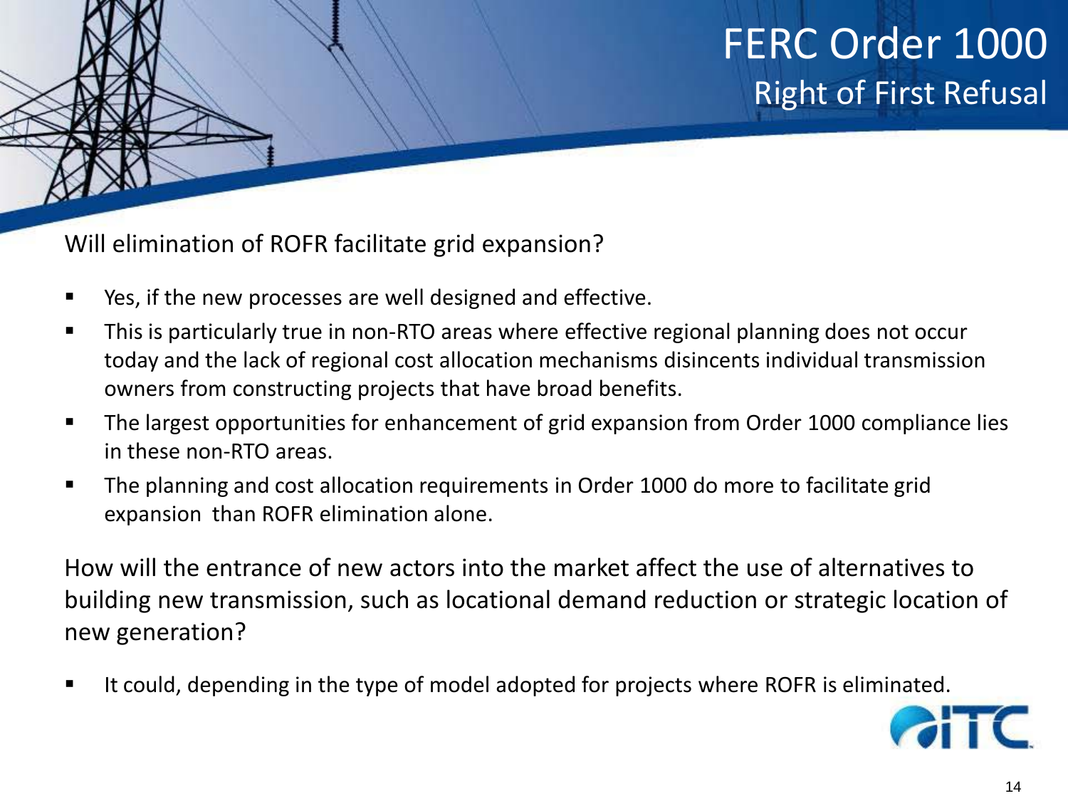# FERC Order 1000

## Right of First Refusal

Will elimination of ROFR facilitate grid expansion?

- Yes, if the new processes are well designed and effective.
- This is particularly true in non-RTO areas where effective regional planning does not occur today and the lack of regional cost allocation mechanisms disincents individual transmission owners from constructing projects that have broad benefits.
- The largest opportunities for enhancement of grid expansion from Order 1000 compliance lies in these non-RTO areas.
- The planning and cost allocation requirements in Order 1000 do more to facilitate grid expansion than ROFR elimination alone.

How will the entrance of new actors into the market affect the use of alternatives to building new transmission, such as locational demand reduction or strategic location of new generation?

- It could, depending in the type of model adopted for projects where ROFR is eliminated.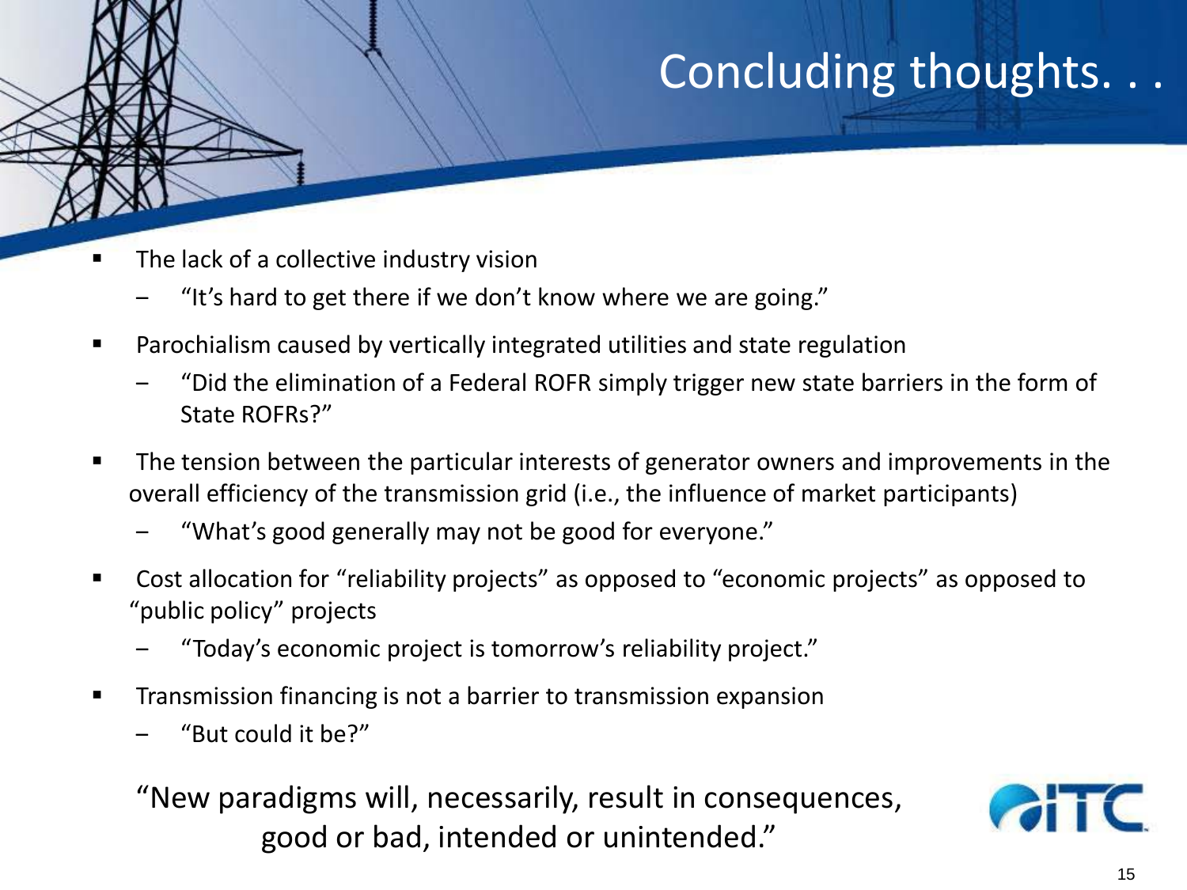# Concluding thoughts. . .

- The lack of a collective industry vision
  - "It's hard to get there if we don't know where we are going."
- Parochialism caused by vertically integrated utilities and state regulation
  - "Did the elimination of a Federal ROFR simply trigger new state barriers in the form of State ROFRs?"
- The tension between the particular interests of generator owners and improvements in the overall efficiency of the transmission grid (i.e., the influence of market participants)
  - "What's good generally may not be good for everyone."
- Cost allocation for "reliability projects" as opposed to "economic projects" as opposed to "public policy" projects
  - "Today's economic project is tomorrow's reliability project."
- Transmission financing is not a barrier to transmission expansion
  - "But could it be?"

"New paradigms will, necessarily, result in consequences, good or bad, intended or unintended."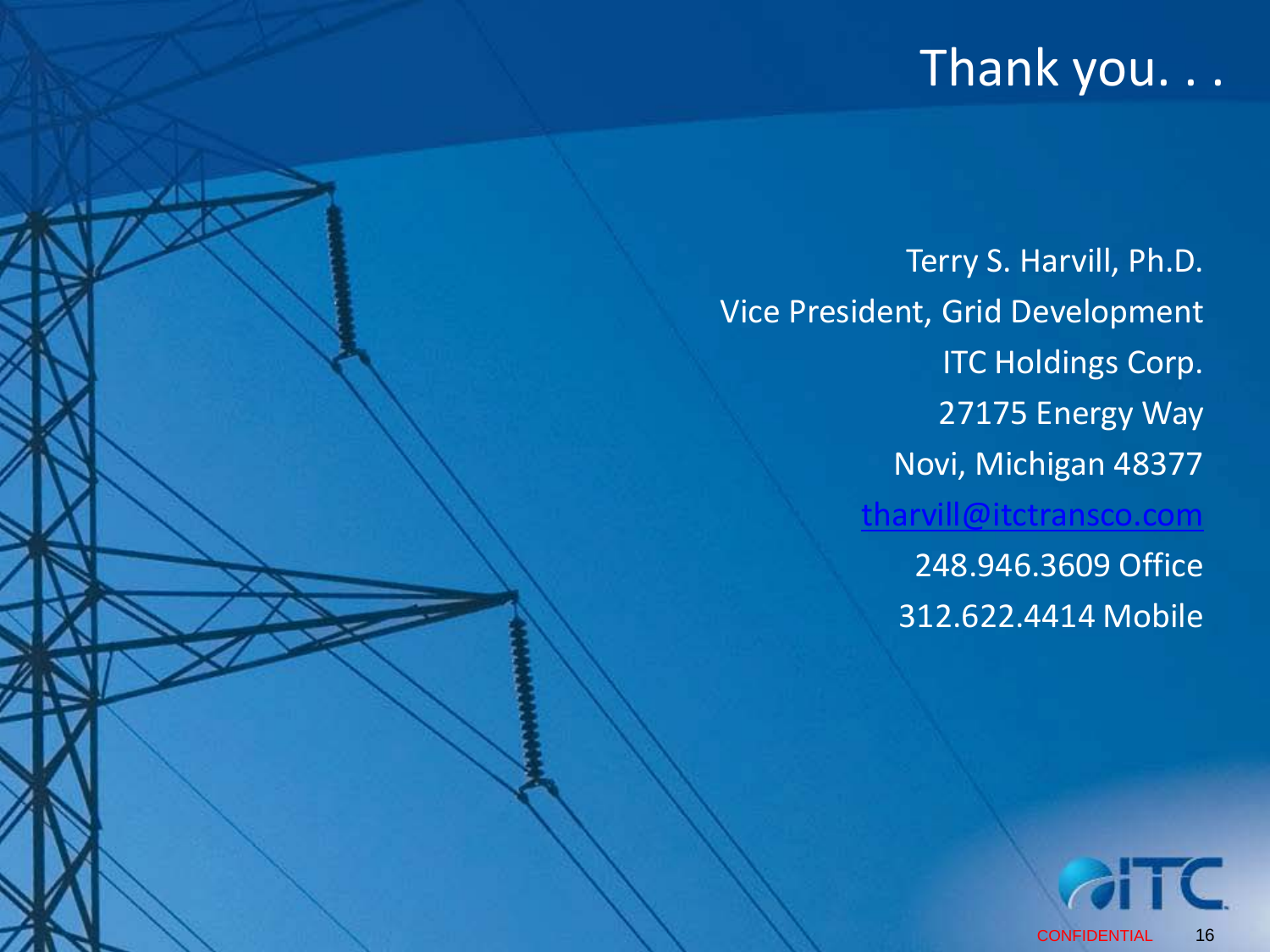# Thank you. . .

Terry S. Harvill, Ph.D.
Vice President, Grid Development
ITC Holdings Corp.
27175 Energy Way
Novi, Michigan 48377
tharvill@itctransco.com
248.946.3609 Office
312.622.4414 Mobile

CONFIDENTIAL